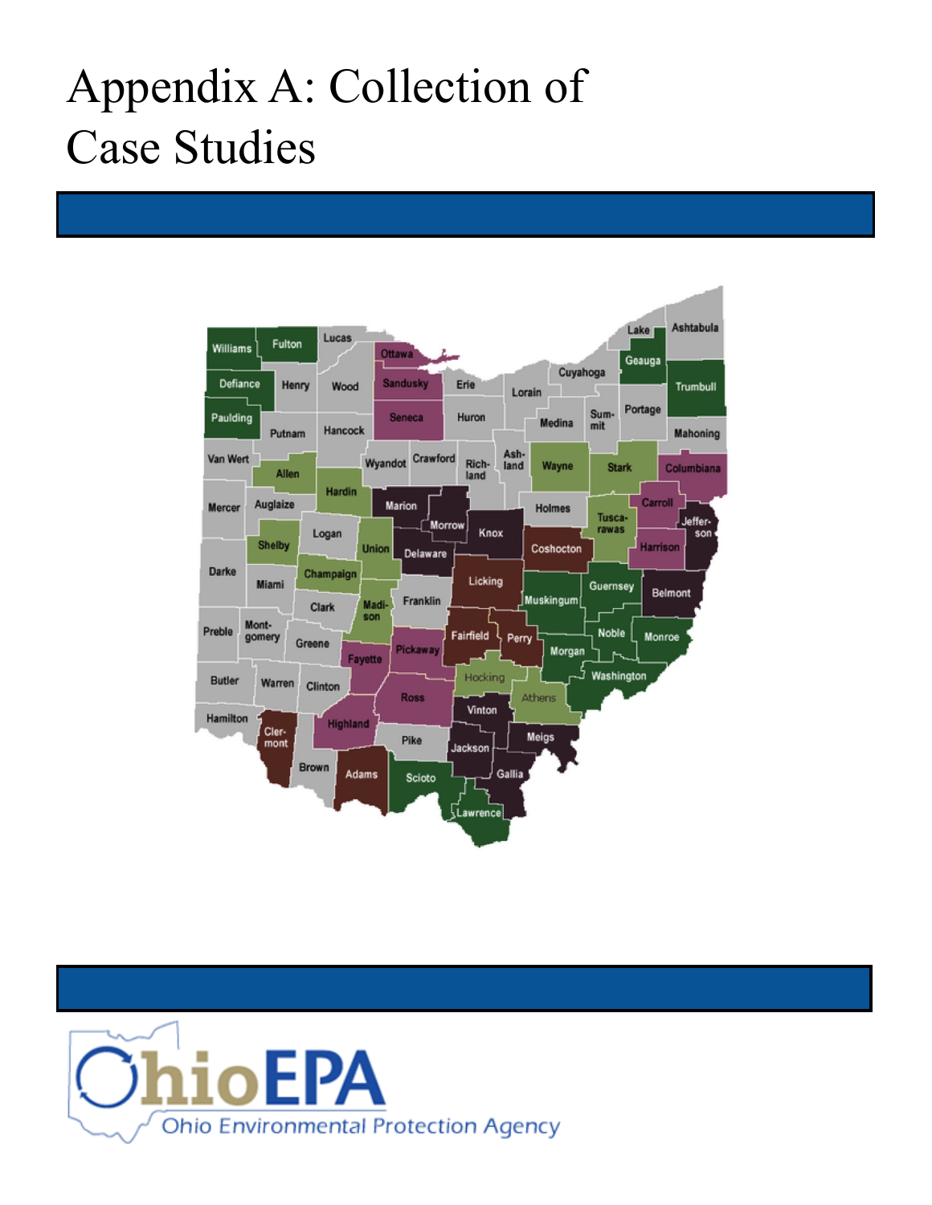# Appendix A: Collection of Case Studies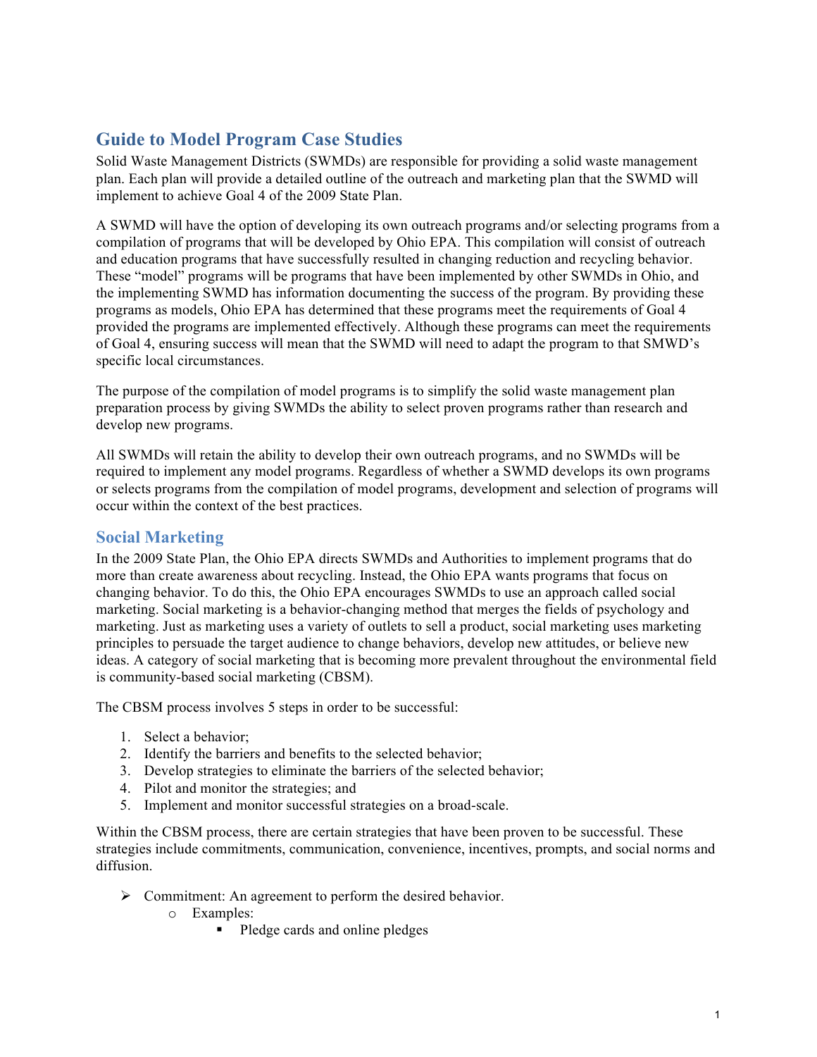## Guide to Model Program Case Studies

Solid Waste Management Districts (SWMDs) are responsible for providing a solid waste management plan. Each plan will provide a detailed outline of the outreach and marketing plan that the SWMD will implement to achieve Goal 4 of the 2009 State Plan.

A SWMD will have the option of developing its own outreach programs and/or selecting programs from a compilation of programs that will be developed by Ohio EPA. This compilation will consist of outreach and education programs that have successfully resulted in changing reduction and recycling behavior. These "model" programs will be programs that have been implemented by other SWMDs in Ohio, and the implementing SWMD has information documenting the success of the program. By providing these programs as models, Ohio EPA has determined that these programs meet the requirements of Goal 4 provided the programs are implemented effectively. Although these programs can meet the requirements of Goal 4, ensuring success will mean that the SWMD will need to adapt the program to that SMWD's specific local circumstances.

The purpose of the compilation of model programs is to simplify the solid waste management plan preparation process by giving SWMDs the ability to select proven programs rather than research and develop new programs.

All SWMDs will retain the ability to develop their own outreach programs, and no SWMDs will be required to implement any model programs. Regardless of whether a SWMD develops its own programs or selects programs from the compilation of model programs, development and selection of programs will occur within the context of the best practices.

### Social Marketing

In the 2009 State Plan, the Ohio EPA directs SWMDs and Authorities to implement programs that do more than create awareness about recycling. Instead, the Ohio EPA wants programs that focus on changing behavior. To do this, the Ohio EPA encourages SWMDs to use an approach called social marketing. Social marketing is a behavior-changing method that merges the fields of psychology and marketing. Just as marketing uses a variety of outlets to sell a product, social marketing uses marketing principles to persuade the target audience to change behaviors, develop new attitudes, or believe new ideas. A category of social marketing that is becoming more prevalent throughout the environmental field is community-based social marketing (CBSM).

The CBSM process involves 5 steps in order to be successful:

1. Select a behavior;
2. Identify the barriers and benefits to the selected behavior;
3. Develop strategies to eliminate the barriers of the selected behavior;
4. Pilot and monitor the strategies; and
5. Implement and monitor successful strategies on a broad-scale.

Within the CBSM process, there are certain strategies that have been proven to be successful. These strategies include commitments, communication, convenience, incentives, prompts, and social norms and diffusion.

- Commitment: An agreement to perform the desired behavior.
  - Examples:
    - Pledge cards and online pledges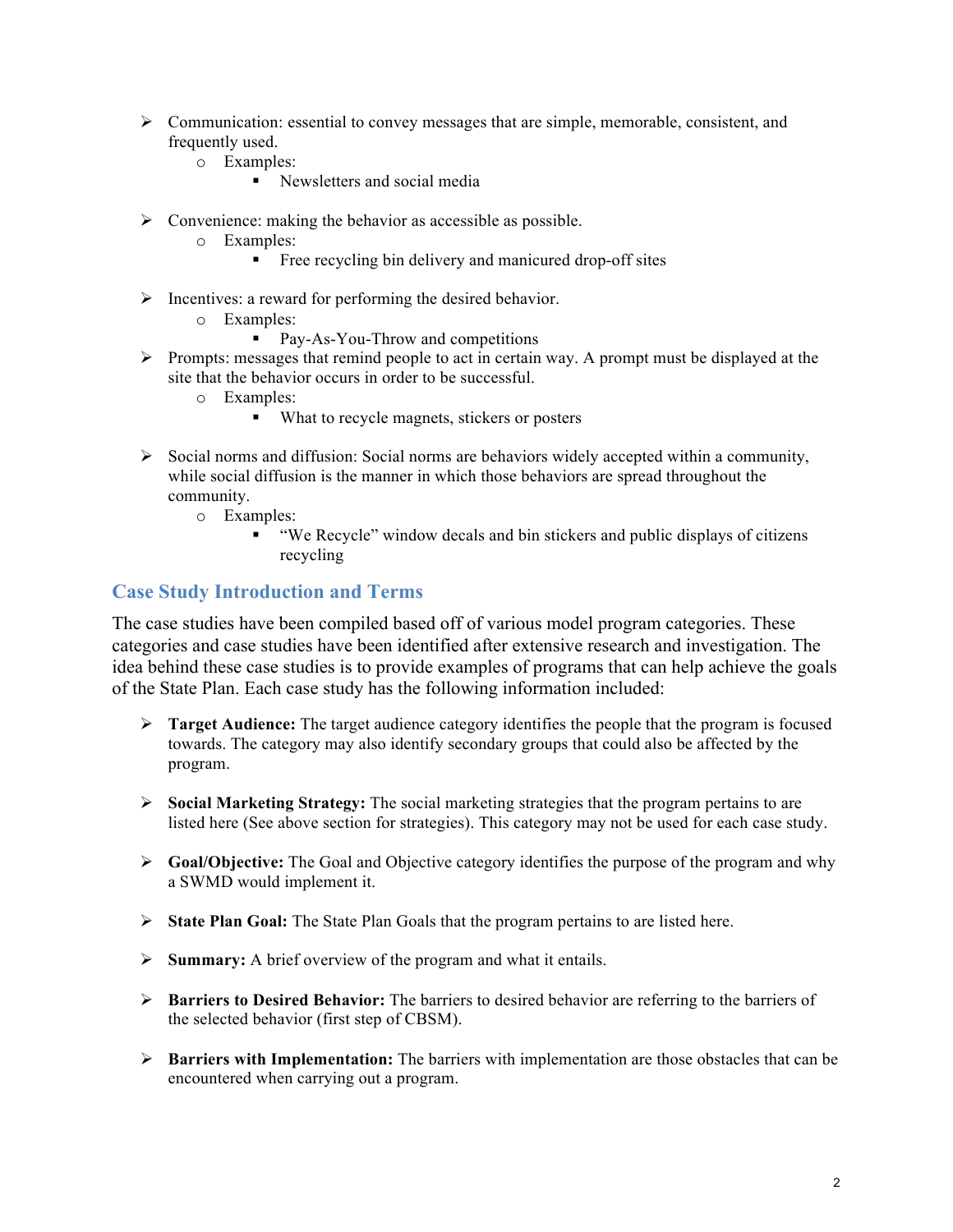- Communication: essential to convey messages that are simple, memorable, consistent, and frequently used.
  - Examples:
    - Newsletters and social media

- Convenience: making the behavior as accessible as possible.
  - Examples:
    - Free recycling bin delivery and manicured drop-off sites

- Incentives: a reward for performing the desired behavior.
  - Examples:
    - Pay-As-You-Throw and competitions
- Prompts: messages that remind people to act in certain way. A prompt must be displayed at the site that the behavior occurs in order to be successful.
  - Examples:
    - What to recycle magnets, stickers or posters

- Social norms and diffusion: Social norms are behaviors widely accepted within a community, while social diffusion is the manner in which those behaviors are spread throughout the community.
  - Examples:
    - "We Recycle" window decals and bin stickers and public displays of citizens recycling

## Case Study Introduction and Terms

The case studies have been compiled based off of various model program categories. These categories and case studies have been identified after extensive research and investigation. The idea behind these case studies is to provide examples of programs that can help achieve the goals of the State Plan. Each case study has the following information included:

- **Target Audience:** The target audience category identifies the people that the program is focused towards. The category may also identify secondary groups that could also be affected by the program.

- **Social Marketing Strategy:** The social marketing strategies that the program pertains to are listed here (See above section for strategies). This category may not be used for each case study.

- **Goal/Objective:** The Goal and Objective category identifies the purpose of the program and why a SWMD would implement it.

- **State Plan Goal:** The State Plan Goals that the program pertains to are listed here.

- **Summary:** A brief overview of the program and what it entails.

- **Barriers to Desired Behavior:** The barriers to desired behavior are referring to the barriers of the selected behavior (first step of CBSM).

- **Barriers with Implementation:** The barriers with implementation are those obstacles that can be encountered when carrying out a program.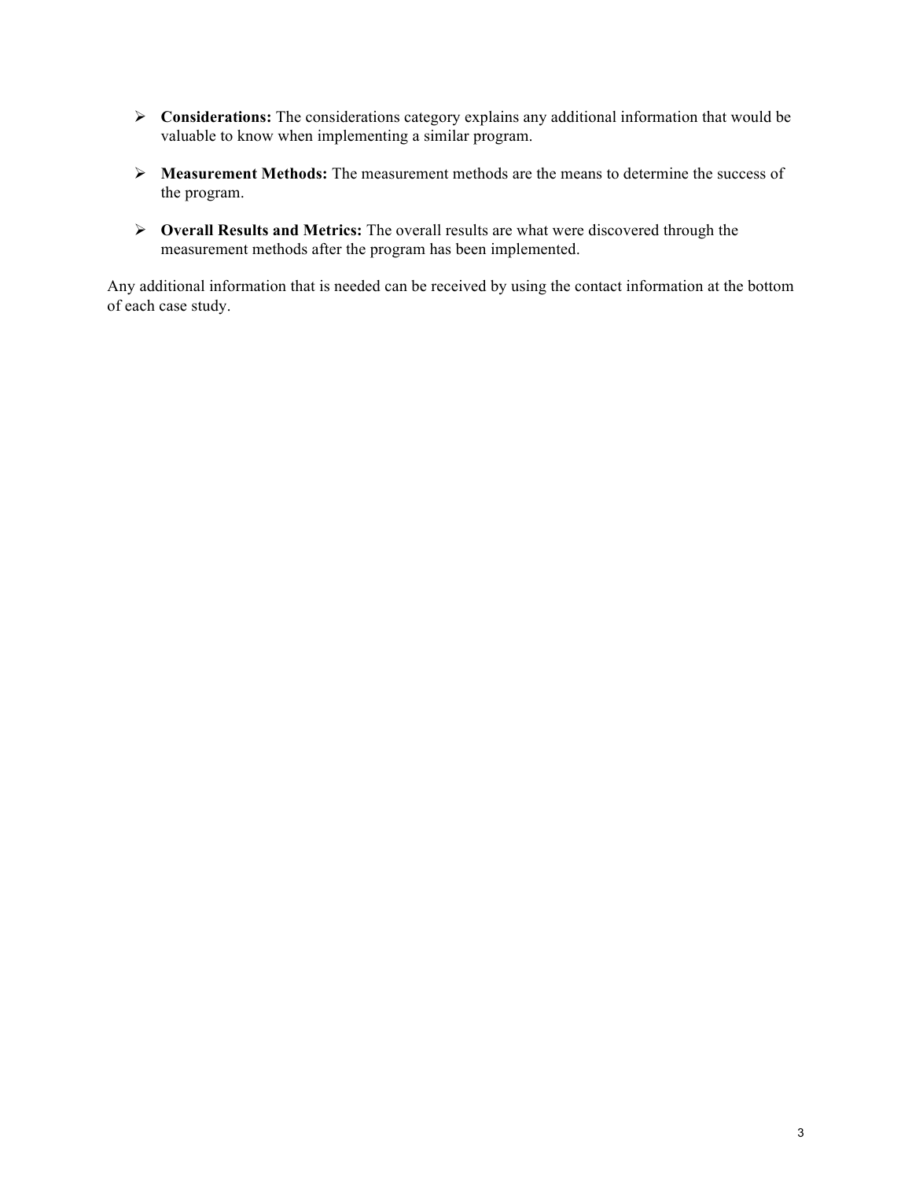- **Considerations:** The considerations category explains any additional information that would be valuable to know when implementing a similar program.

- **Measurement Methods:** The measurement methods are the means to determine the success of the program.

- **Overall Results and Metrics:** The overall results are what were discovered through the measurement methods after the program has been implemented.

Any additional information that is needed can be received by using the contact information at the bottom of each case study.